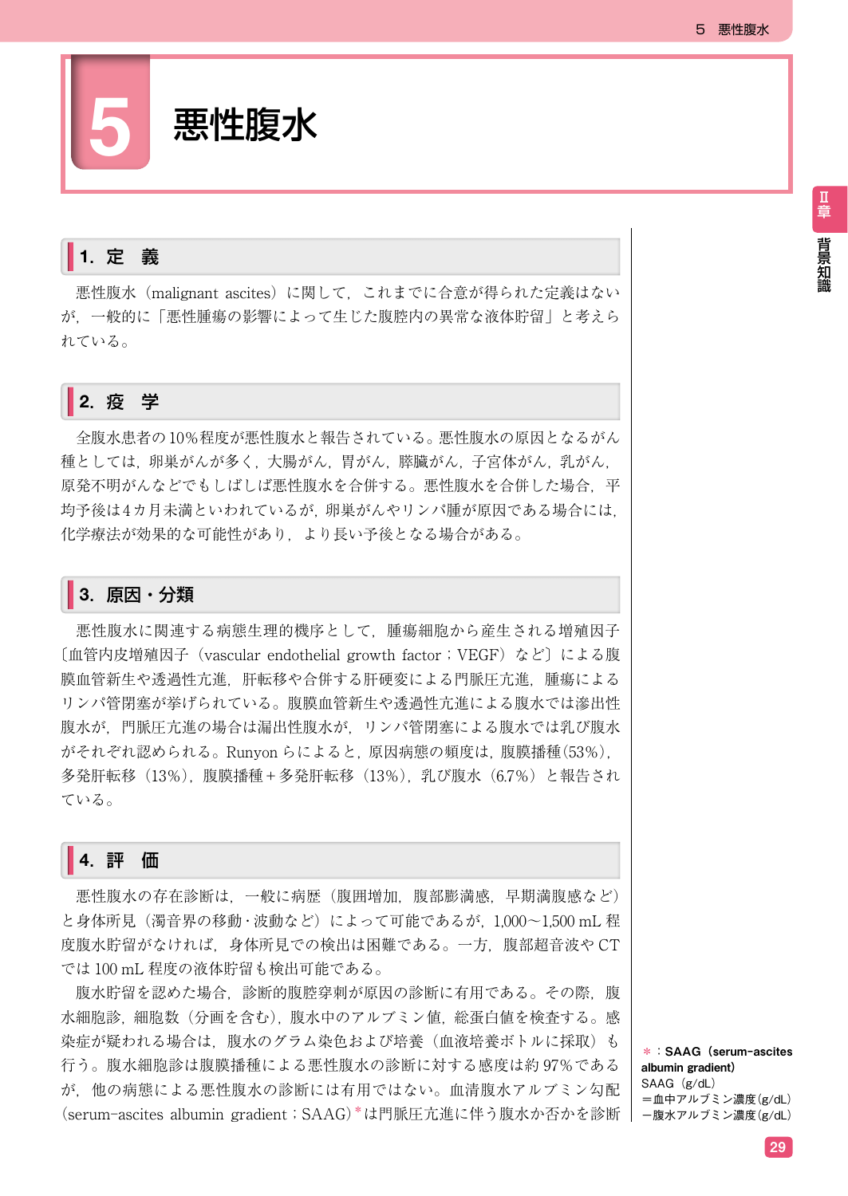# 5 悪性腹水

## 1. 定　義

悪性腹水（malignant ascites）に関して，これまでに合意が得られた定義はないが，一般的に「悪性腫瘍の影響によって生じた腹腔内の異常な液体貯留」と考えられている。

## 2. 疫　学

全腹水患者の10%程度が悪性腹水と報告されている。悪性腹水の原因となるがん種としては，卵巣がんが多く，大腸がん，胃がん，膵臓がん，子宮体がん，乳がん，原発不明がんなどでもしばしば悪性腹水を合併する。悪性腹水を合併した場合，平均予後は4カ月未満といわれているが，卵巣がんやリンパ腫が原因である場合には，化学療法が効果的な可能性があり，より長い予後となる場合がある。

## 3. 原因・分類

悪性腹水に関連する病態生理的機序として，腫瘍細胞から産生される増殖因子〔血管内皮増殖因子（vascular endothelial growth factor；VEGF）など〕による腹膜血管新生や透過性亢進，肝転移や合併する肝硬変による門脈圧亢進，腫瘍によるリンパ管閉塞が挙げられている。腹膜血管新生や透過性亢進による腹水では滲出性腹水が，門脈圧亢進の場合は漏出性腹水が，リンパ管閉塞による腹水では乳び腹水がそれぞれ認められる。Runyon らによると，原因病態の頻度は，腹膜播種（53%），多発肝転移（13%），腹膜播種＋多発肝転移（13%），乳び腹水（6.7%）と報告されている。

## 4. 評　価

悪性腹水の存在診断は，一般に病歴（腹囲増加，腹部膨満感，早期満腹感など）と身体所見（濁音界の移動・波動など）によって可能であるが，1,000～1,500 mL 程度腹水貯留がなければ，身体所見での検出は困難である。一方，腹部超音波や CT では 100 mL 程度の液体貯留も検出可能である。

腹水貯留を認めた場合，診断的腹腔穿刺が原因の診断に有用である。その際，腹水細胞診，細胞数（分画を含む），腹水中のアルブミン値，総蛋白値を検査する。感染症が疑われる場合は，腹水のグラム染色および培養（血液培養ボトルに採取）も行う。腹水細胞診は腹膜播種による悪性腹水の診断に対する感度は約97%であるが，他の病態による悪性腹水の診断には有用ではない。血清腹水アルブミン勾配（serum-ascites albumin gradient；SAAG）*は門脈圧亢進に伴う腹水か否かを診断

*：**SAAG（serum-ascites albumin gradient）**
SAAG（g/dL）
＝血中アルブミン濃度（g/dL）
－腹水アルブミン濃度（g/dL）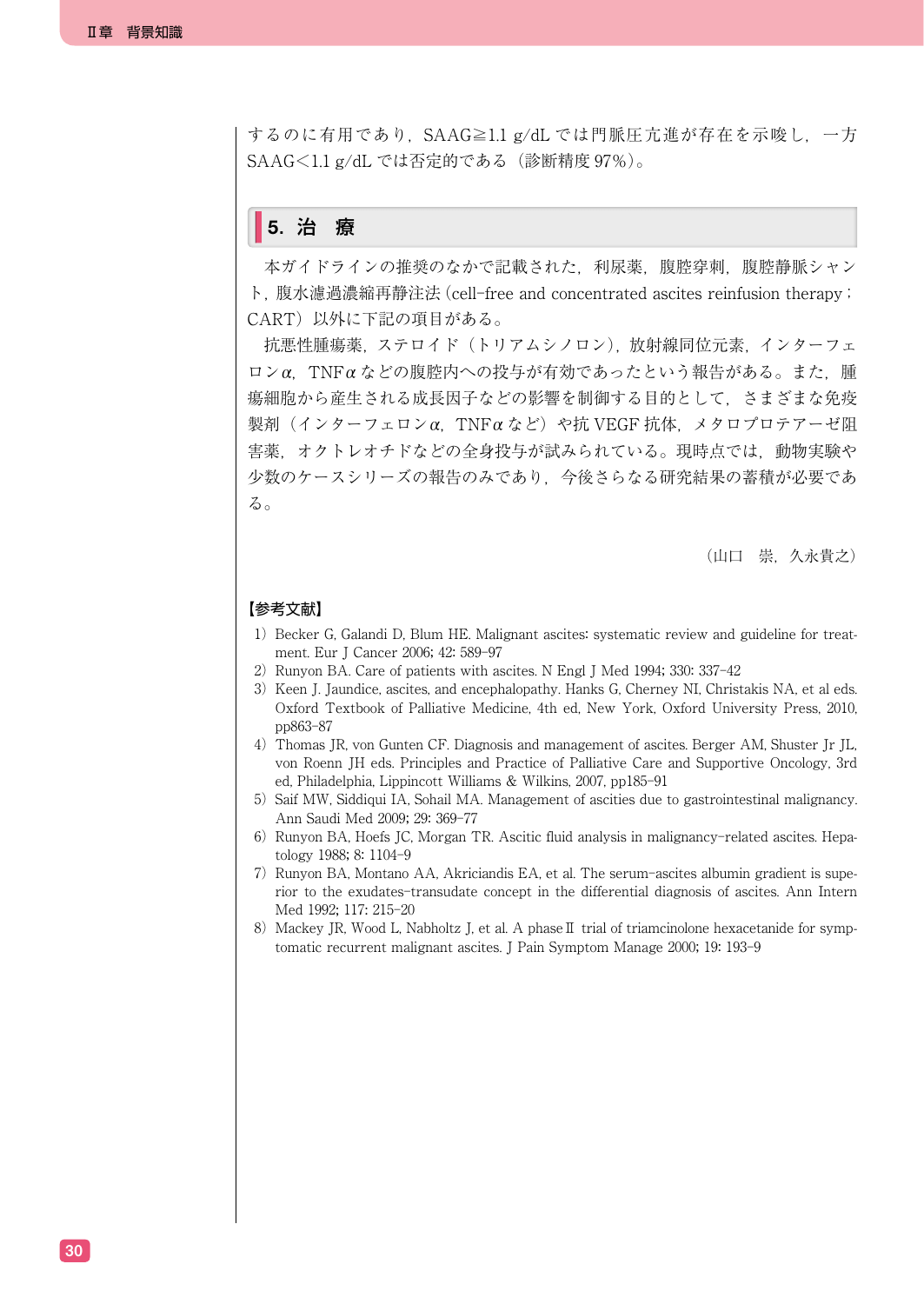するのに有用であり，SAAG≧1.1 g/dL では門脈圧亢進が存在を示唆し，一方 SAAG＜1.1 g/dL では否定的である（診断精度 97%）。

## 5. 治　療

本ガイドラインの推奨のなかで記載された，利尿薬，腹腔穿刺，腹腔静脈シャント，腹水濾過濃縮再静注法（cell-free and concentrated ascites reinfusion therapy；CART）以外に下記の項目がある。

抗悪性腫瘍薬，ステロイド（トリアムシノロン），放射線同位元素，インターフェロンα，TNFαなどの腹腔内への投与が有効であったという報告がある。また，腫瘍細胞から産生される成長因子などの影響を制御する目的として，さまざまな免疫製剤（インターフェロンα，TNFαなど）や抗 VEGF 抗体，メタロプロテアーゼ阻害薬，オクトレオチドなどの全身投与が試みられている。現時点では，動物実験や少数のケースシリーズの報告のみであり，今後さらなる研究結果の蓄積が必要である。

（山口　崇，久永貴之）

**【参考文献】**

1）Becker G, Galandi D, Blum HE. Malignant ascites: systematic review and guideline for treatment. Eur J Cancer 2006; 42: 589–97
2）Runyon BA. Care of patients with ascites. N Engl J Med 1994; 330: 337–42
3）Keen J. Jaundice, ascites, and encephalopathy. Hanks G, Cherney NI, Christakis NA, et al eds. Oxford Textbook of Palliative Medicine, 4th ed, New York, Oxford University Press, 2010, pp863–87
4）Thomas JR, von Gunten CF. Diagnosis and management of ascites. Berger AM, Shuster Jr JL, von Roenn JH eds. Principles and Practice of Palliative Care and Supportive Oncology, 3rd ed, Philadelphia, Lippincott Williams & Wilkins, 2007, pp185–91
5）Saif MW, Siddiqui IA, Sohail MA. Management of ascities due to gastrointestinal malignancy. Ann Saudi Med 2009; 29: 369–77
6）Runyon BA, Hoefs JC, Morgan TR. Ascitic fluid analysis in malignancy-related ascites. Hepatology 1988; 8: 1104–9
7）Runyon BA, Montano AA, Akriciandis EA, et al. The serum-ascites albumin gradient is superior to the exudates-transudate concept in the differential diagnosis of ascites. Ann Intern Med 1992; 117: 215–20
8）Mackey JR, Wood L, Nabholtz J, et al. A phase II trial of triamcinolone hexacetanide for symptomatic recurrent malignant ascites. J Pain Symptom Manage 2000; 19: 193–9